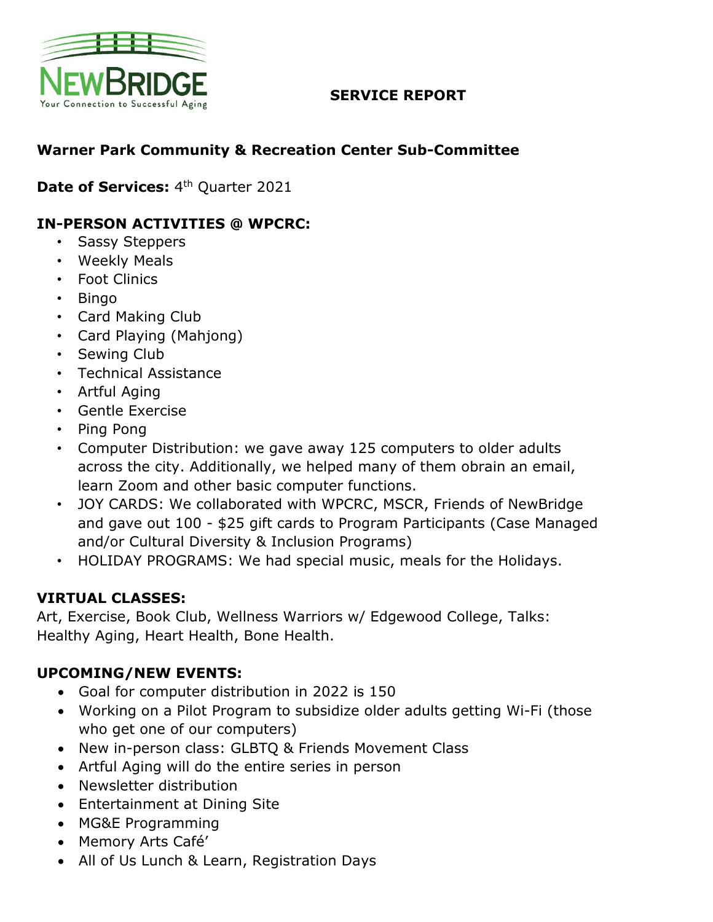NEWBRIDGE
Your Connection to Successful Aging

**SERVICE REPORT**

## Warner Park Community & Recreation Center Sub-Committee

**Date of Services:** 4th Quarter 2021

### IN-PERSON ACTIVITIES @ WPCRC:

- Sassy Steppers
- Weekly Meals
- Foot Clinics
- Bingo
- Card Making Club
- Card Playing (Mahjong)
- Sewing Club
- Technical Assistance
- Artful Aging
- Gentle Exercise
- Ping Pong
- Computer Distribution: we gave away 125 computers to older adults across the city. Additionally, we helped many of them obrain an email, learn Zoom and other basic computer functions.
- JOY CARDS: We collaborated with WPCRC, MSCR, Friends of NewBridge and gave out 100 - $25 gift cards to Program Participants (Case Managed and/or Cultural Diversity & Inclusion Programs)
- HOLIDAY PROGRAMS: We had special music, meals for the Holidays.

### VIRTUAL CLASSES:

Art, Exercise, Book Club, Wellness Warriors w/ Edgewood College, Talks: Healthy Aging, Heart Health, Bone Health.

### UPCOMING/NEW EVENTS:

- Goal for computer distribution in 2022 is 150
- Working on a Pilot Program to subsidize older adults getting Wi-Fi (those who get one of our computers)
- New in-person class: GLBTQ & Friends Movement Class
- Artful Aging will do the entire series in person
- Newsletter distribution
- Entertainment at Dining Site
- MG&E Programming
- Memory Arts Café'
- All of Us Lunch & Learn, Registration Days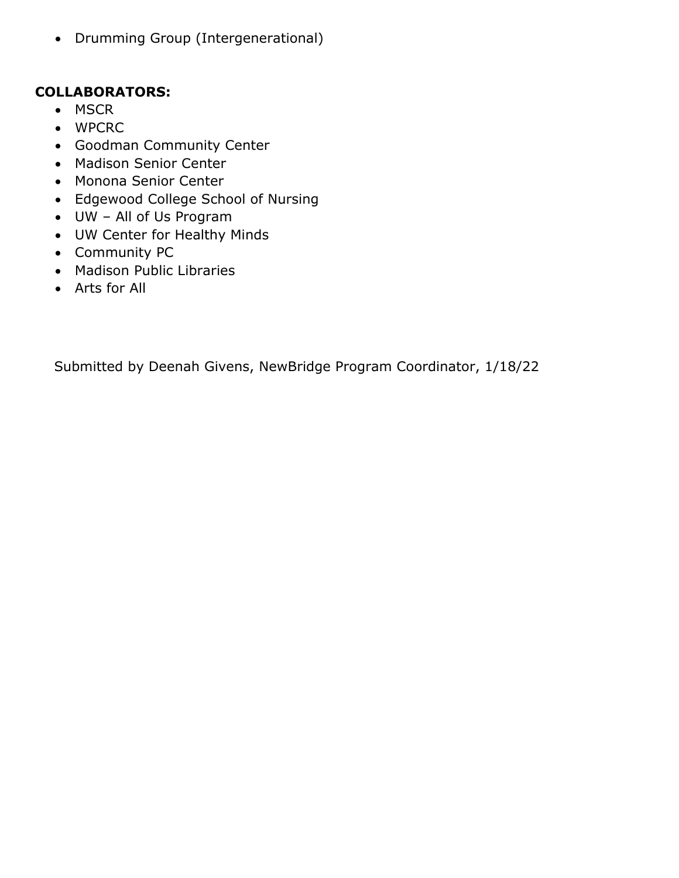- Drumming Group (Intergenerational)

**COLLABORATORS:**

- MSCR
- WPCRC
- Goodman Community Center
- Madison Senior Center
- Monona Senior Center
- Edgewood College School of Nursing
- UW – All of Us Program
- UW Center for Healthy Minds
- Community PC
- Madison Public Libraries
- Arts for All

Submitted by Deenah Givens, NewBridge Program Coordinator, 1/18/22